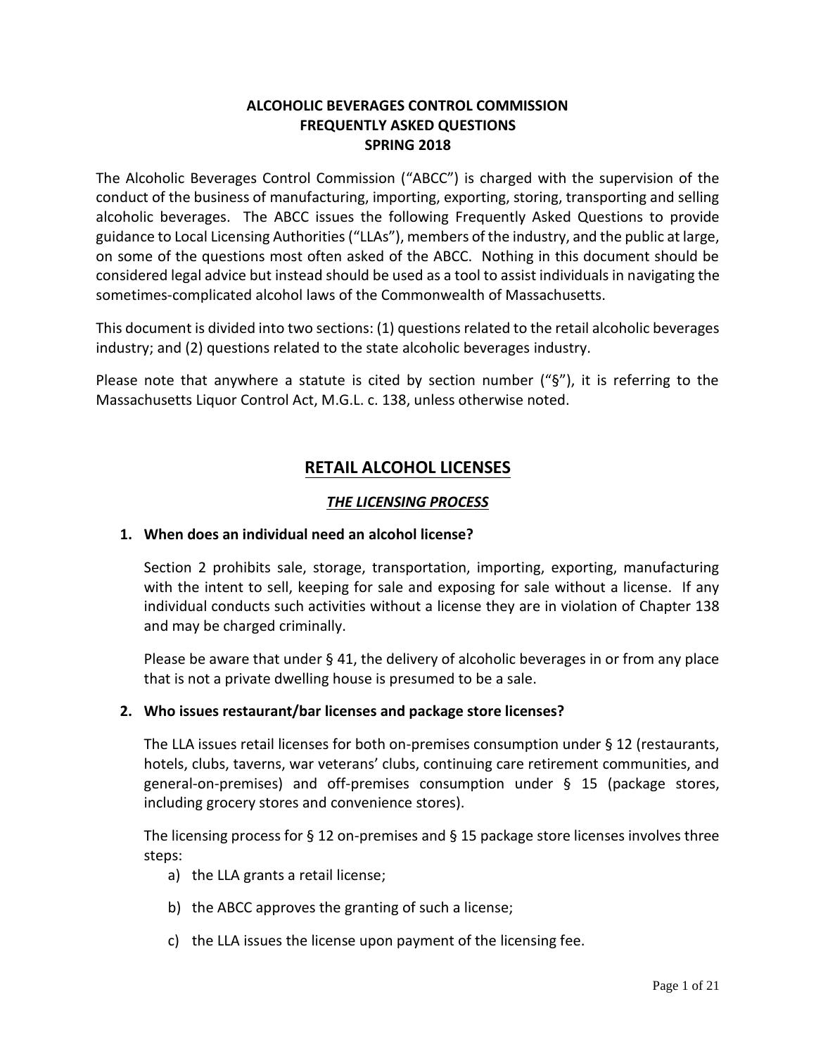# ALCOHOLIC BEVERAGES CONTROL COMMISSION
# FREQUENTLY ASKED QUESTIONS
# SPRING 2018

The Alcoholic Beverages Control Commission ("ABCC") is charged with the supervision of the conduct of the business of manufacturing, importing, exporting, storing, transporting and selling alcoholic beverages. The ABCC issues the following Frequently Asked Questions to provide guidance to Local Licensing Authorities ("LLAs"), members of the industry, and the public at large, on some of the questions most often asked of the ABCC. Nothing in this document should be considered legal advice but instead should be used as a tool to assist individuals in navigating the sometimes-complicated alcohol laws of the Commonwealth of Massachusetts.

This document is divided into two sections: (1) questions related to the retail alcoholic beverages industry; and (2) questions related to the state alcoholic beverages industry.

Please note that anywhere a statute is cited by section number ("§"), it is referring to the Massachusetts Liquor Control Act, M.G.L. c. 138, unless otherwise noted.

## RETAIL ALCOHOL LICENSES

### *THE LICENSING PROCESS*

**1. When does an individual need an alcohol license?**

Section 2 prohibits sale, storage, transportation, importing, exporting, manufacturing with the intent to sell, keeping for sale and exposing for sale without a license. If any individual conducts such activities without a license they are in violation of Chapter 138 and may be charged criminally.

Please be aware that under § 41, the delivery of alcoholic beverages in or from any place that is not a private dwelling house is presumed to be a sale.

**2. Who issues restaurant/bar licenses and package store licenses?**

The LLA issues retail licenses for both on-premises consumption under § 12 (restaurants, hotels, clubs, taverns, war veterans' clubs, continuing care retirement communities, and general-on-premises) and off-premises consumption under § 15 (package stores, including grocery stores and convenience stores).

The licensing process for § 12 on-premises and § 15 package store licenses involves three steps:

a) the LLA grants a retail license;

b) the ABCC approves the granting of such a license;

c) the LLA issues the license upon payment of the licensing fee.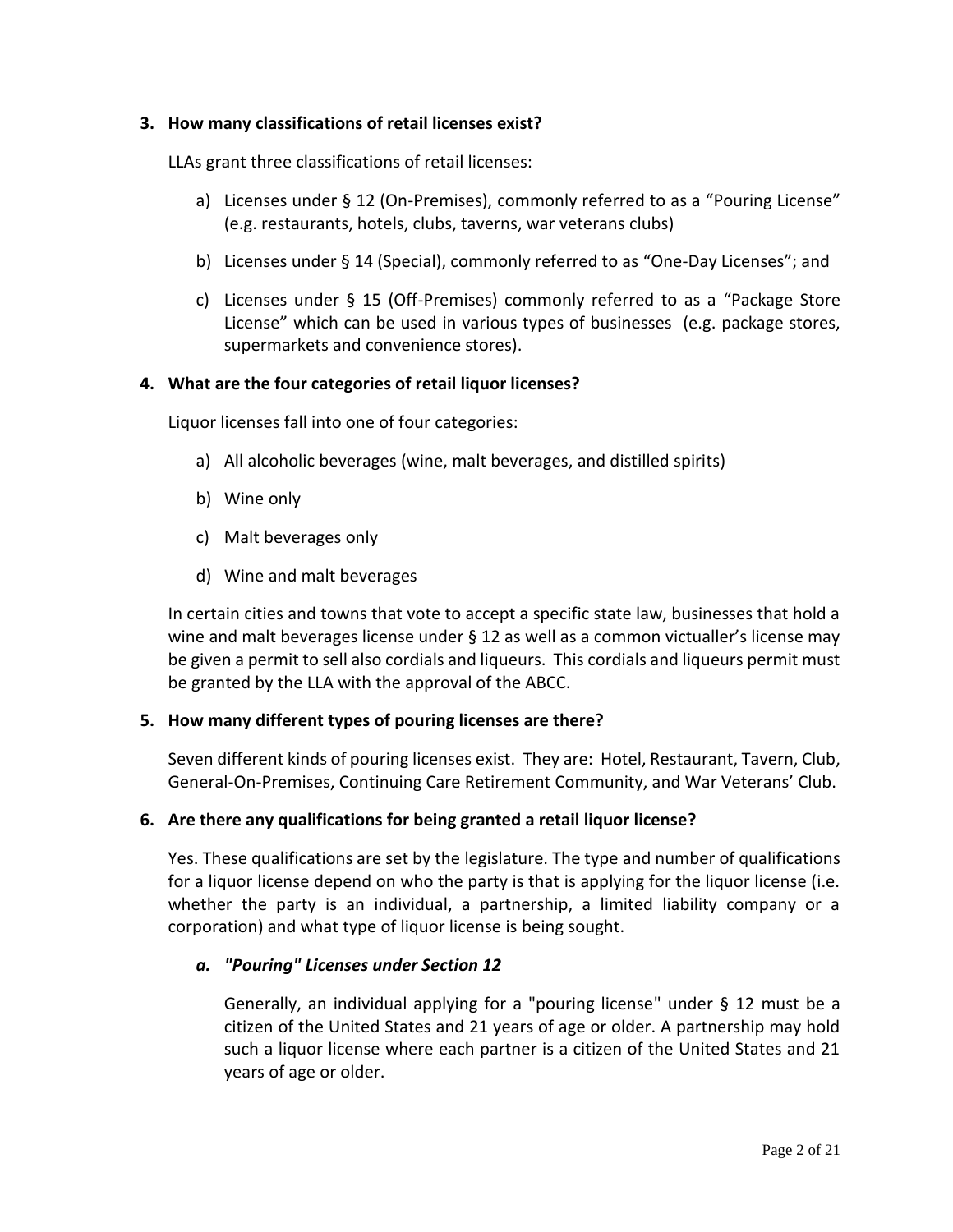**3. How many classifications of retail licenses exist?**

LLAs grant three classifications of retail licenses:

a) Licenses under § 12 (On-Premises), commonly referred to as a "Pouring License" (e.g. restaurants, hotels, clubs, taverns, war veterans clubs)

b) Licenses under § 14 (Special), commonly referred to as "One-Day Licenses"; and

c) Licenses under § 15 (Off-Premises) commonly referred to as a "Package Store License" which can be used in various types of businesses (e.g. package stores, supermarkets and convenience stores).

**4. What are the four categories of retail liquor licenses?**

Liquor licenses fall into one of four categories:

a) All alcoholic beverages (wine, malt beverages, and distilled spirits)

b) Wine only

c) Malt beverages only

d) Wine and malt beverages

In certain cities and towns that vote to accept a specific state law, businesses that hold a wine and malt beverages license under § 12 as well as a common victualler's license may be given a permit to sell also cordials and liqueurs. This cordials and liqueurs permit must be granted by the LLA with the approval of the ABCC.

**5. How many different types of pouring licenses are there?**

Seven different kinds of pouring licenses exist. They are: Hotel, Restaurant, Tavern, Club, General-On-Premises, Continuing Care Retirement Community, and War Veterans' Club.

**6. Are there any qualifications for being granted a retail liquor license?**

Yes. These qualifications are set by the legislature. The type and number of qualifications for a liquor license depend on who the party is that is applying for the liquor license (i.e. whether the party is an individual, a partnership, a limited liability company or a corporation) and what type of liquor license is being sought.

***a. "Pouring" Licenses under Section 12***

Generally, an individual applying for a "pouring license" under § 12 must be a citizen of the United States and 21 years of age or older. A partnership may hold such a liquor license where each partner is a citizen of the United States and 21 years of age or older.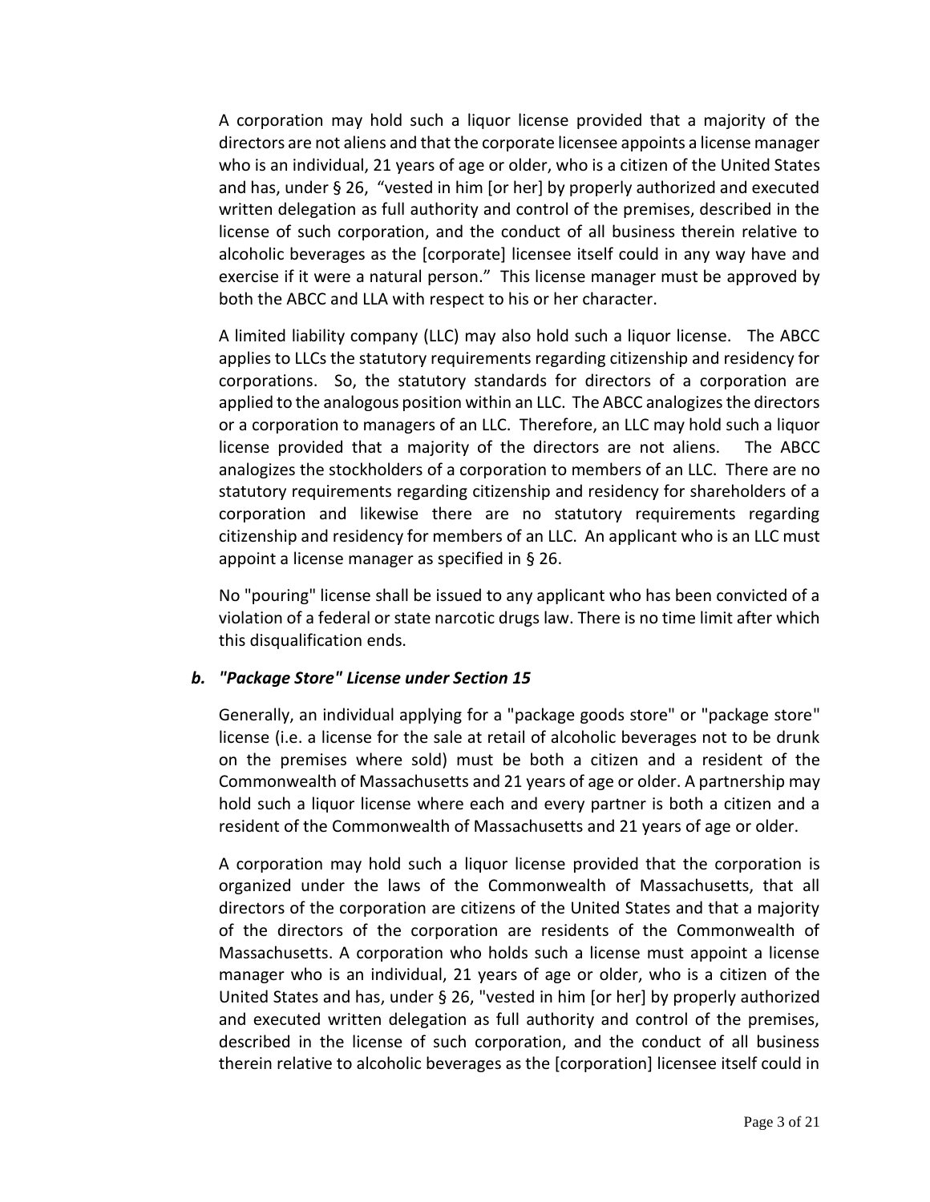A corporation may hold such a liquor license provided that a majority of the directors are not aliens and that the corporate licensee appoints a license manager who is an individual, 21 years of age or older, who is a citizen of the United States and has, under § 26, "vested in him [or her] by properly authorized and executed written delegation as full authority and control of the premises, described in the license of such corporation, and the conduct of all business therein relative to alcoholic beverages as the [corporate] licensee itself could in any way have and exercise if it were a natural person." This license manager must be approved by both the ABCC and LLA with respect to his or her character.

A limited liability company (LLC) may also hold such a liquor license. The ABCC applies to LLCs the statutory requirements regarding citizenship and residency for corporations. So, the statutory standards for directors of a corporation are applied to the analogous position within an LLC. The ABCC analogizes the directors or a corporation to managers of an LLC. Therefore, an LLC may hold such a liquor license provided that a majority of the directors are not aliens. The ABCC analogizes the stockholders of a corporation to members of an LLC. There are no statutory requirements regarding citizenship and residency for shareholders of a corporation and likewise there are no statutory requirements regarding citizenship and residency for members of an LLC. An applicant who is an LLC must appoint a license manager as specified in § 26.

No "pouring" license shall be issued to any applicant who has been convicted of a violation of a federal or state narcotic drugs law. There is no time limit after which this disqualification ends.

### b. *"Package Store" License under Section 15*

Generally, an individual applying for a "package goods store" or "package store" license (i.e. a license for the sale at retail of alcoholic beverages not to be drunk on the premises where sold) must be both a citizen and a resident of the Commonwealth of Massachusetts and 21 years of age or older. A partnership may hold such a liquor license where each and every partner is both a citizen and a resident of the Commonwealth of Massachusetts and 21 years of age or older.

A corporation may hold such a liquor license provided that the corporation is organized under the laws of the Commonwealth of Massachusetts, that all directors of the corporation are citizens of the United States and that a majority of the directors of the corporation are residents of the Commonwealth of Massachusetts. A corporation who holds such a license must appoint a license manager who is an individual, 21 years of age or older, who is a citizen of the United States and has, under § 26, "vested in him [or her] by properly authorized and executed written delegation as full authority and control of the premises, described in the license of such corporation, and the conduct of all business therein relative to alcoholic beverages as the [corporation] licensee itself could in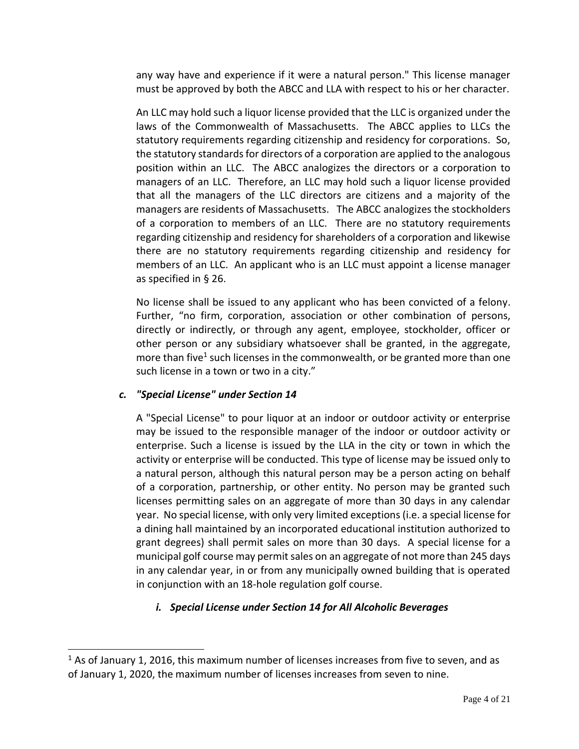any way have and experience if it were a natural person." This license manager must be approved by both the ABCC and LLA with respect to his or her character.

An LLC may hold such a liquor license provided that the LLC is organized under the laws of the Commonwealth of Massachusetts. The ABCC applies to LLCs the statutory requirements regarding citizenship and residency for corporations. So, the statutory standards for directors of a corporation are applied to the analogous position within an LLC. The ABCC analogizes the directors or a corporation to managers of an LLC. Therefore, an LLC may hold such a liquor license provided that all the managers of the LLC directors are citizens and a majority of the managers are residents of Massachusetts. The ABCC analogizes the stockholders of a corporation to members of an LLC. There are no statutory requirements regarding citizenship and residency for shareholders of a corporation and likewise there are no statutory requirements regarding citizenship and residency for members of an LLC. An applicant who is an LLC must appoint a license manager as specified in § 26.

No license shall be issued to any applicant who has been convicted of a felony. Further, "no firm, corporation, association or other combination of persons, directly or indirectly, or through any agent, employee, stockholder, officer or other person or any subsidiary whatsoever shall be granted, in the aggregate, more than five[1] such licenses in the commonwealth, or be granted more than one such license in a town or two in a city."

### *c. "Special License" under Section 14*

A "Special License" to pour liquor at an indoor or outdoor activity or enterprise may be issued to the responsible manager of the indoor or outdoor activity or enterprise. Such a license is issued by the LLA in the city or town in which the activity or enterprise will be conducted. This type of license may be issued only to a natural person, although this natural person may be a person acting on behalf of a corporation, partnership, or other entity. No person may be granted such licenses permitting sales on an aggregate of more than 30 days in any calendar year. No special license, with only very limited exceptions (i.e. a special license for a dining hall maintained by an incorporated educational institution authorized to grant degrees) shall permit sales on more than 30 days. A special license for a municipal golf course may permit sales on an aggregate of not more than 245 days in any calendar year, in or from any municipally owned building that is operated in conjunction with an 18-hole regulation golf course.

#### *i. Special License under Section 14 for All Alcoholic Beverages*

[1] As of January 1, 2016, this maximum number of licenses increases from five to seven, and as of January 1, 2020, the maximum number of licenses increases from seven to nine.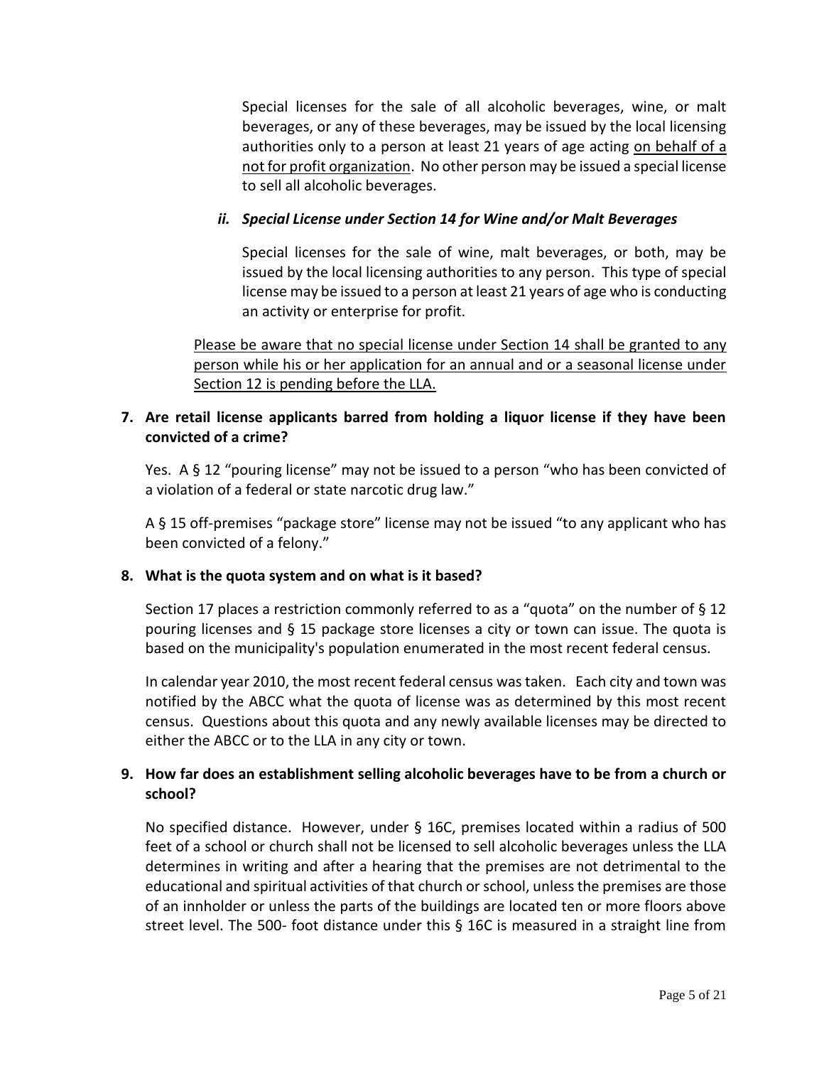Special licenses for the sale of all alcoholic beverages, wine, or malt beverages, or any of these beverages, may be issued by the local licensing authorities only to a person at least 21 years of age acting <u>on behalf of a not for profit organization</u>. No other person may be issued a special license to sell all alcoholic beverages.

#### *ii. Special License under Section 14 for Wine and/or Malt Beverages*

Special licenses for the sale of wine, malt beverages, or both, may be issued by the local licensing authorities to any person. This type of special license may be issued to a person at least 21 years of age who is conducting an activity or enterprise for profit.

<u>Please be aware that no special license under Section 14 shall be granted to any person while his or her application for an annual and or a seasonal license under Section 12 is pending before the LLA.</u>

### 7. Are retail license applicants barred from holding a liquor license if they have been convicted of a crime?

Yes. A § 12 "pouring license" may not be issued to a person "who has been convicted of a violation of a federal or state narcotic drug law."

A § 15 off-premises "package store" license may not be issued "to any applicant who has been convicted of a felony."

### 8. What is the quota system and on what is it based?

Section 17 places a restriction commonly referred to as a "quota" on the number of § 12 pouring licenses and § 15 package store licenses a city or town can issue. The quota is based on the municipality's population enumerated in the most recent federal census.

In calendar year 2010, the most recent federal census was taken. Each city and town was notified by the ABCC what the quota of license was as determined by this most recent census. Questions about this quota and any newly available licenses may be directed to either the ABCC or to the LLA in any city or town.

### 9. How far does an establishment selling alcoholic beverages have to be from a church or school?

No specified distance. However, under § 16C, premises located within a radius of 500 feet of a school or church shall not be licensed to sell alcoholic beverages unless the LLA determines in writing and after a hearing that the premises are not detrimental to the educational and spiritual activities of that church or school, unless the premises are those of an innholder or unless the parts of the buildings are located ten or more floors above street level. The 500- foot distance under this § 16C is measured in a straight line from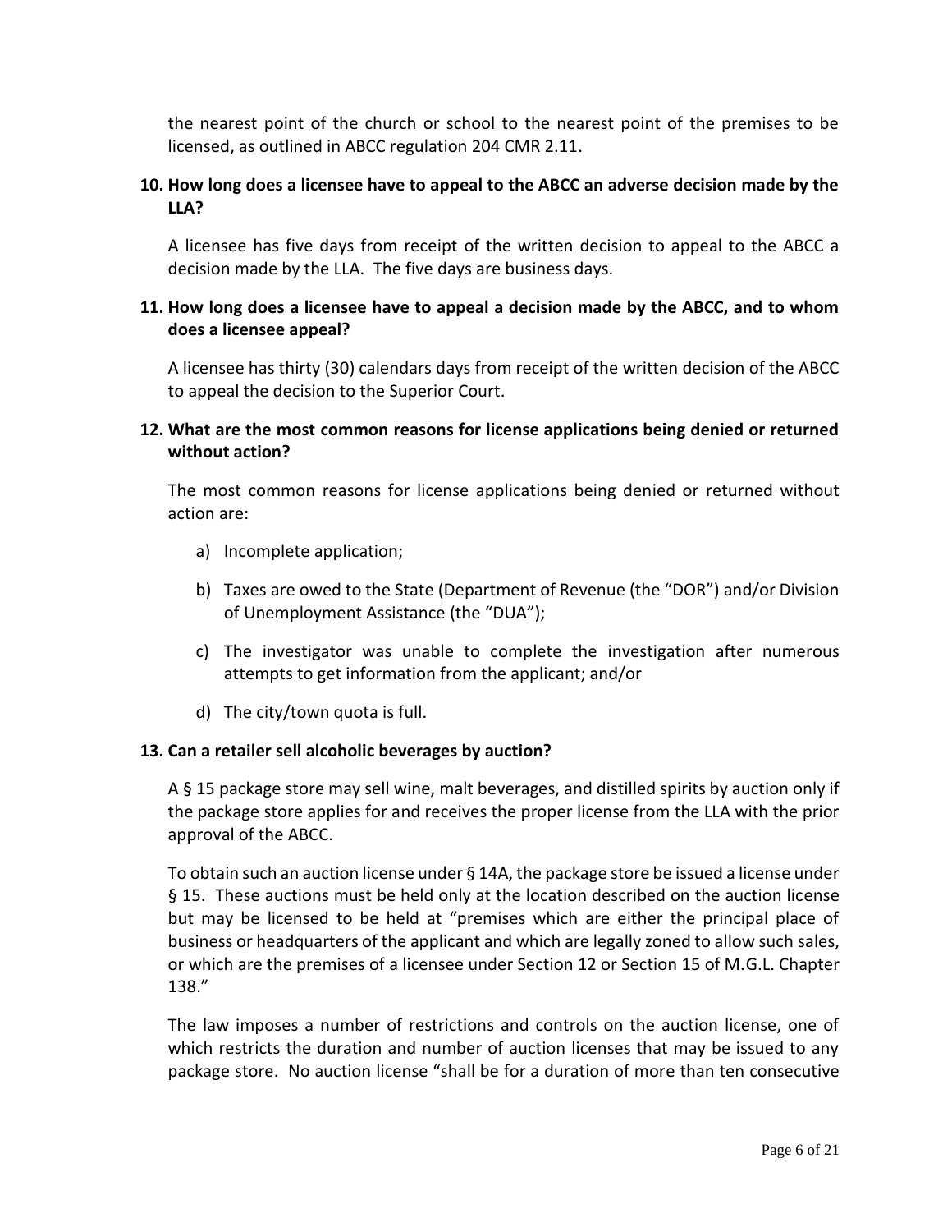the nearest point of the church or school to the nearest point of the premises to be licensed, as outlined in ABCC regulation 204 CMR 2.11.

**10. How long does a licensee have to appeal to the ABCC an adverse decision made by the LLA?**

A licensee has five days from receipt of the written decision to appeal to the ABCC a decision made by the LLA. The five days are business days.

**11. How long does a licensee have to appeal a decision made by the ABCC, and to whom does a licensee appeal?**

A licensee has thirty (30) calendars days from receipt of the written decision of the ABCC to appeal the decision to the Superior Court.

**12. What are the most common reasons for license applications being denied or returned without action?**

The most common reasons for license applications being denied or returned without action are:

a) Incomplete application;

b) Taxes are owed to the State (Department of Revenue (the "DOR") and/or Division of Unemployment Assistance (the "DUA");

c) The investigator was unable to complete the investigation after numerous attempts to get information from the applicant; and/or

d) The city/town quota is full.

**13. Can a retailer sell alcoholic beverages by auction?**

A § 15 package store may sell wine, malt beverages, and distilled spirits by auction only if the package store applies for and receives the proper license from the LLA with the prior approval of the ABCC.

To obtain such an auction license under § 14A, the package store be issued a license under § 15. These auctions must be held only at the location described on the auction license but may be licensed to be held at "premises which are either the principal place of business or headquarters of the applicant and which are legally zoned to allow such sales, or which are the premises of a licensee under Section 12 or Section 15 of M.G.L. Chapter 138."

The law imposes a number of restrictions and controls on the auction license, one of which restricts the duration and number of auction licenses that may be issued to any package store. No auction license "shall be for a duration of more than ten consecutive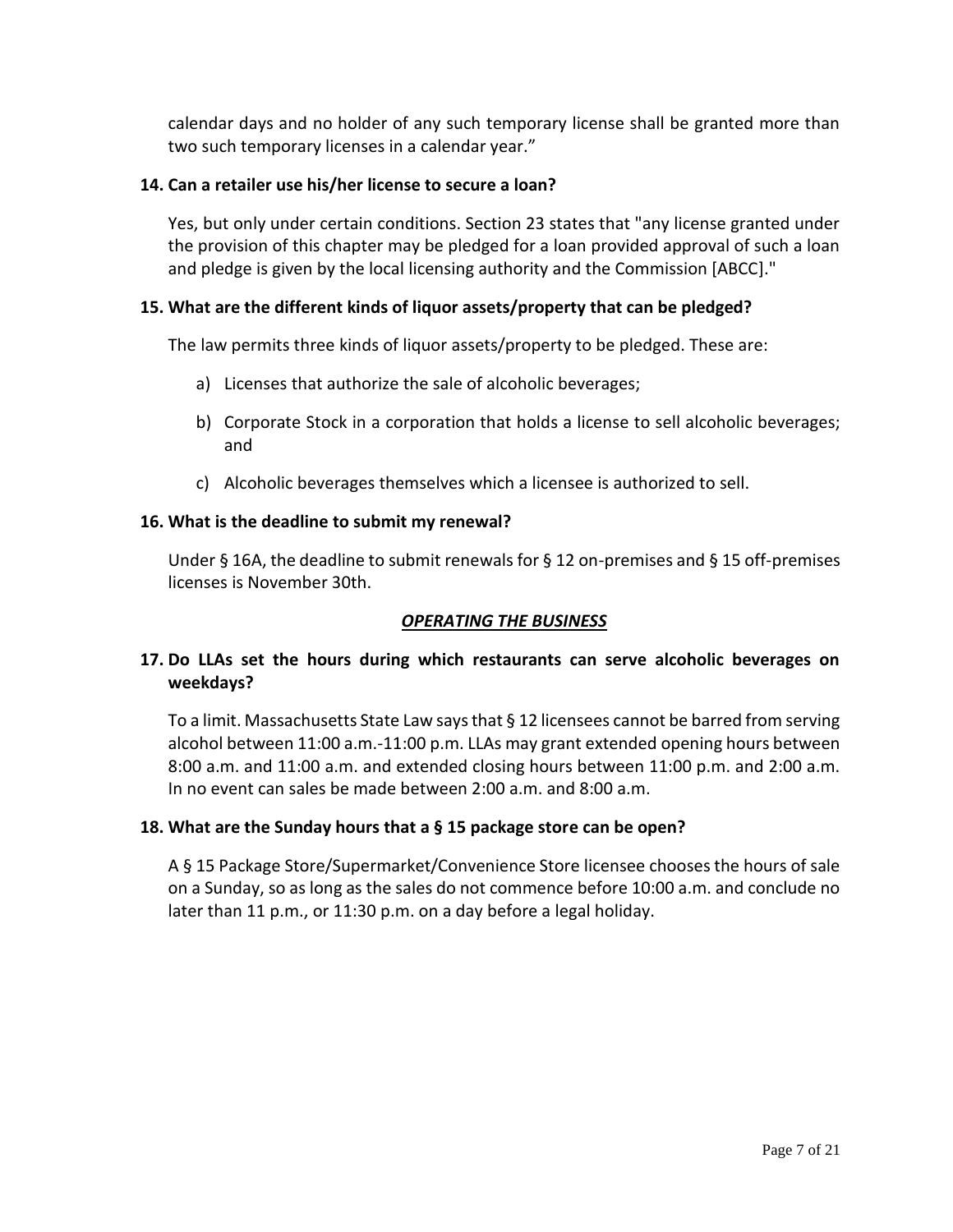calendar days and no holder of any such temporary license shall be granted more than two such temporary licenses in a calendar year."

**14. Can a retailer use his/her license to secure a loan?**

Yes, but only under certain conditions. Section 23 states that "any license granted under the provision of this chapter may be pledged for a loan provided approval of such a loan and pledge is given by the local licensing authority and the Commission [ABCC]."

**15. What are the different kinds of liquor assets/property that can be pledged?**

The law permits three kinds of liquor assets/property to be pledged. These are:

a) Licenses that authorize the sale of alcoholic beverages;

b) Corporate Stock in a corporation that holds a license to sell alcoholic beverages; and

c) Alcoholic beverages themselves which a licensee is authorized to sell.

**16. What is the deadline to submit my renewal?**

Under § 16A, the deadline to submit renewals for § 12 on-premises and § 15 off-premises licenses is November 30th.

## ***OPERATING THE BUSINESS***

**17. Do LLAs set the hours during which restaurants can serve alcoholic beverages on weekdays?**

To a limit. Massachusetts State Law says that § 12 licensees cannot be barred from serving alcohol between 11:00 a.m.-11:00 p.m. LLAs may grant extended opening hours between 8:00 a.m. and 11:00 a.m. and extended closing hours between 11:00 p.m. and 2:00 a.m. In no event can sales be made between 2:00 a.m. and 8:00 a.m.

**18. What are the Sunday hours that a § 15 package store can be open?**

A § 15 Package Store/Supermarket/Convenience Store licensee chooses the hours of sale on a Sunday, so as long as the sales do not commence before 10:00 a.m. and conclude no later than 11 p.m., or 11:30 p.m. on a day before a legal holiday.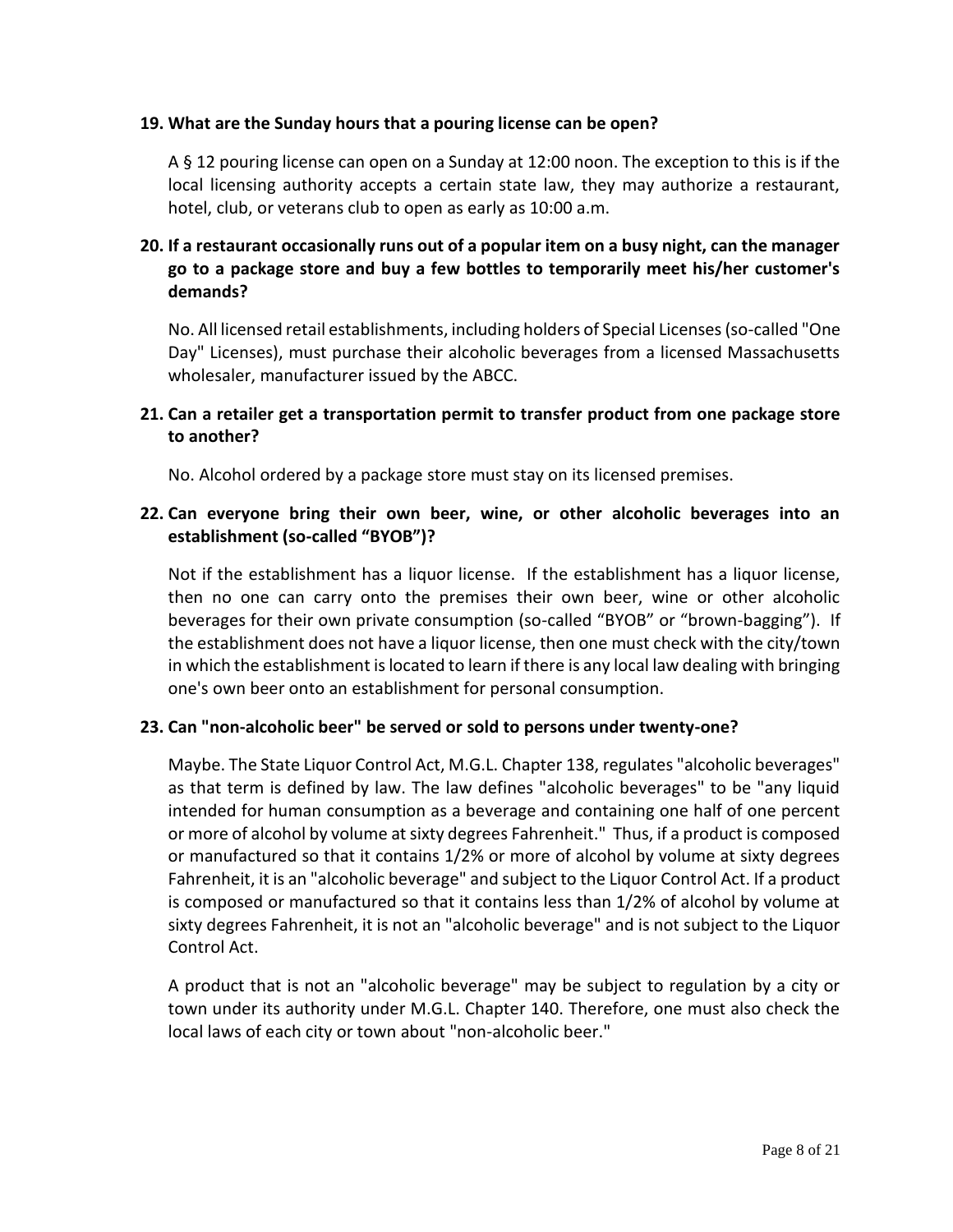**19. What are the Sunday hours that a pouring license can be open?**

A § 12 pouring license can open on a Sunday at 12:00 noon. The exception to this is if the local licensing authority accepts a certain state law, they may authorize a restaurant, hotel, club, or veterans club to open as early as 10:00 a.m.

**20. If a restaurant occasionally runs out of a popular item on a busy night, can the manager go to a package store and buy a few bottles to temporarily meet his/her customer's demands?**

No. All licensed retail establishments, including holders of Special Licenses (so-called "One Day" Licenses), must purchase their alcoholic beverages from a licensed Massachusetts wholesaler, manufacturer issued by the ABCC.

**21. Can a retailer get a transportation permit to transfer product from one package store to another?**

No. Alcohol ordered by a package store must stay on its licensed premises.

**22. Can everyone bring their own beer, wine, or other alcoholic beverages into an establishment (so-called "BYOB")?**

Not if the establishment has a liquor license. If the establishment has a liquor license, then no one can carry onto the premises their own beer, wine or other alcoholic beverages for their own private consumption (so-called "BYOB" or "brown-bagging"). If the establishment does not have a liquor license, then one must check with the city/town in which the establishment is located to learn if there is any local law dealing with bringing one's own beer onto an establishment for personal consumption.

**23. Can "non-alcoholic beer" be served or sold to persons under twenty-one?**

Maybe. The State Liquor Control Act, M.G.L. Chapter 138, regulates "alcoholic beverages" as that term is defined by law. The law defines "alcoholic beverages" to be "any liquid intended for human consumption as a beverage and containing one half of one percent or more of alcohol by volume at sixty degrees Fahrenheit." Thus, if a product is composed or manufactured so that it contains 1/2% or more of alcohol by volume at sixty degrees Fahrenheit, it is an "alcoholic beverage" and subject to the Liquor Control Act. If a product is composed or manufactured so that it contains less than 1/2% of alcohol by volume at sixty degrees Fahrenheit, it is not an "alcoholic beverage" and is not subject to the Liquor Control Act.

A product that is not an "alcoholic beverage" may be subject to regulation by a city or town under its authority under M.G.L. Chapter 140. Therefore, one must also check the local laws of each city or town about "non-alcoholic beer."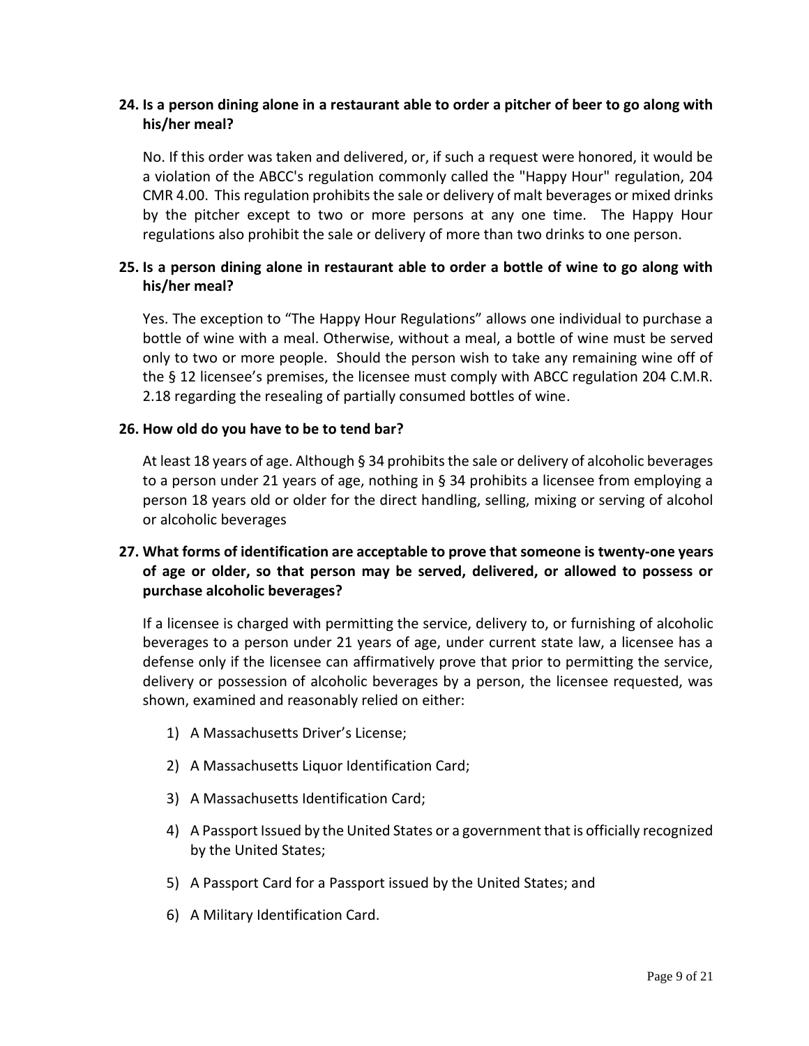**24. Is a person dining alone in a restaurant able to order a pitcher of beer to go along with his/her meal?**

No. If this order was taken and delivered, or, if such a request were honored, it would be a violation of the ABCC's regulation commonly called the "Happy Hour" regulation, 204 CMR 4.00. This regulation prohibits the sale or delivery of malt beverages or mixed drinks by the pitcher except to two or more persons at any one time. The Happy Hour regulations also prohibit the sale or delivery of more than two drinks to one person.

**25. Is a person dining alone in restaurant able to order a bottle of wine to go along with his/her meal?**

Yes. The exception to "The Happy Hour Regulations" allows one individual to purchase a bottle of wine with a meal. Otherwise, without a meal, a bottle of wine must be served only to two or more people. Should the person wish to take any remaining wine off of the § 12 licensee's premises, the licensee must comply with ABCC regulation 204 C.M.R. 2.18 regarding the resealing of partially consumed bottles of wine.

**26. How old do you have to be to tend bar?**

At least 18 years of age. Although § 34 prohibits the sale or delivery of alcoholic beverages to a person under 21 years of age, nothing in § 34 prohibits a licensee from employing a person 18 years old or older for the direct handling, selling, mixing or serving of alcohol or alcoholic beverages

**27. What forms of identification are acceptable to prove that someone is twenty-one years of age or older, so that person may be served, delivered, or allowed to possess or purchase alcoholic beverages?**

If a licensee is charged with permitting the service, delivery to, or furnishing of alcoholic beverages to a person under 21 years of age, under current state law, a licensee has a defense only if the licensee can affirmatively prove that prior to permitting the service, delivery or possession of alcoholic beverages by a person, the licensee requested, was shown, examined and reasonably relied on either:

1) A Massachusetts Driver's License;
2) A Massachusetts Liquor Identification Card;
3) A Massachusetts Identification Card;
4) A Passport Issued by the United States or a government that is officially recognized by the United States;
5) A Passport Card for a Passport issued by the United States; and
6) A Military Identification Card.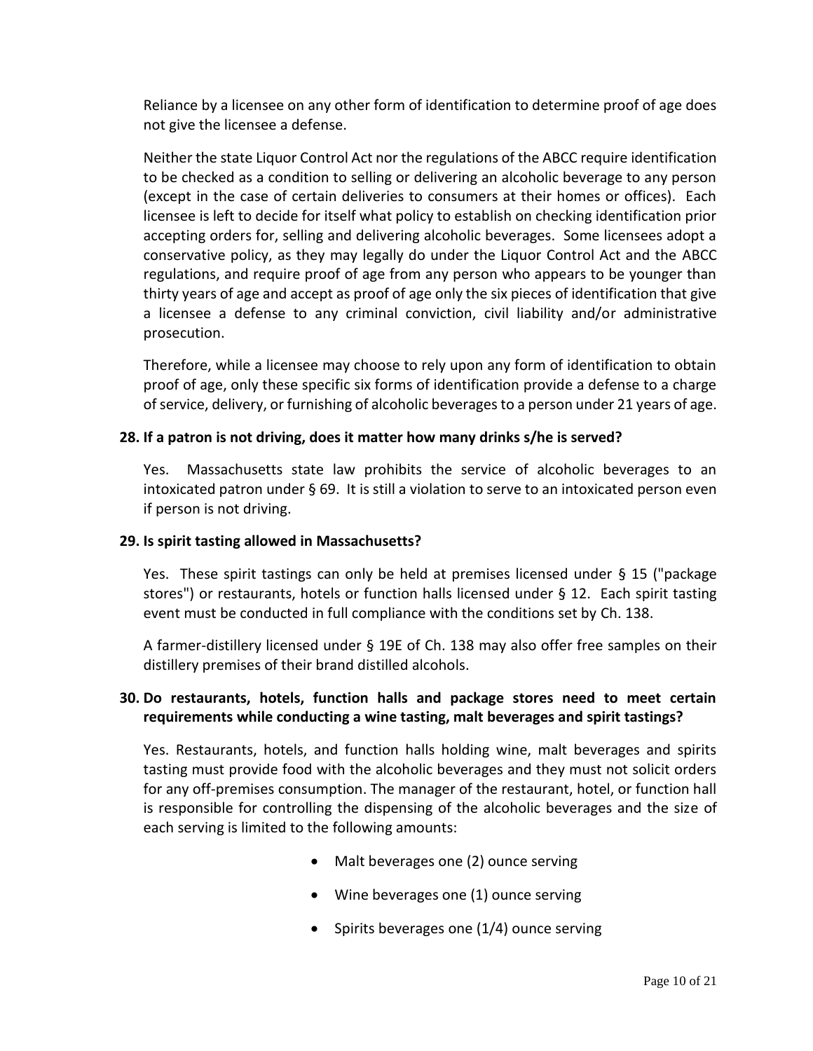Reliance by a licensee on any other form of identification to determine proof of age does not give the licensee a defense.

Neither the state Liquor Control Act nor the regulations of the ABCC require identification to be checked as a condition to selling or delivering an alcoholic beverage to any person (except in the case of certain deliveries to consumers at their homes or offices). Each licensee is left to decide for itself what policy to establish on checking identification prior accepting orders for, selling and delivering alcoholic beverages. Some licensees adopt a conservative policy, as they may legally do under the Liquor Control Act and the ABCC regulations, and require proof of age from any person who appears to be younger than thirty years of age and accept as proof of age only the six pieces of identification that give a licensee a defense to any criminal conviction, civil liability and/or administrative prosecution.

Therefore, while a licensee may choose to rely upon any form of identification to obtain proof of age, only these specific six forms of identification provide a defense to a charge of service, delivery, or furnishing of alcoholic beverages to a person under 21 years of age.

**28. If a patron is not driving, does it matter how many drinks s/he is served?**

Yes. Massachusetts state law prohibits the service of alcoholic beverages to an intoxicated patron under § 69. It is still a violation to serve to an intoxicated person even if person is not driving.

**29. Is spirit tasting allowed in Massachusetts?**

Yes. These spirit tastings can only be held at premises licensed under § 15 ("package stores") or restaurants, hotels or function halls licensed under § 12. Each spirit tasting event must be conducted in full compliance with the conditions set by Ch. 138.

A farmer-distillery licensed under § 19E of Ch. 138 may also offer free samples on their distillery premises of their brand distilled alcohols.

**30. Do restaurants, hotels, function halls and package stores need to meet certain requirements while conducting a wine tasting, malt beverages and spirit tastings?**

Yes. Restaurants, hotels, and function halls holding wine, malt beverages and spirits tasting must provide food with the alcoholic beverages and they must not solicit orders for any off-premises consumption. The manager of the restaurant, hotel, or function hall is responsible for controlling the dispensing of the alcoholic beverages and the size of each serving is limited to the following amounts:

- Malt beverages one (2) ounce serving
- Wine beverages one (1) ounce serving
- Spirits beverages one (1/4) ounce serving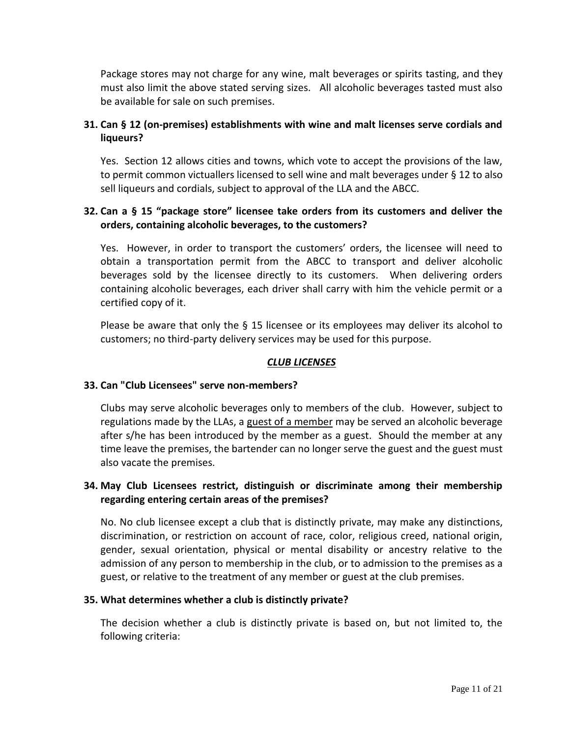Package stores may not charge for any wine, malt beverages or spirits tasting, and they must also limit the above stated serving sizes. All alcoholic beverages tasted must also be available for sale on such premises.

**31. Can § 12 (on-premises) establishments with wine and malt licenses serve cordials and liqueurs?**

Yes. Section 12 allows cities and towns, which vote to accept the provisions of the law, to permit common victuallers licensed to sell wine and malt beverages under § 12 to also sell liqueurs and cordials, subject to approval of the LLA and the ABCC.

**32. Can a § 15 "package store" licensee take orders from its customers and deliver the orders, containing alcoholic beverages, to the customers?**

Yes. However, in order to transport the customers' orders, the licensee will need to obtain a transportation permit from the ABCC to transport and deliver alcoholic beverages sold by the licensee directly to its customers. When delivering orders containing alcoholic beverages, each driver shall carry with him the vehicle permit or a certified copy of it.

Please be aware that only the § 15 licensee or its employees may deliver its alcohol to customers; no third-party delivery services may be used for this purpose.

## ***CLUB LICENSES***

**33. Can "Club Licensees" serve non-members?**

Clubs may serve alcoholic beverages only to members of the club. However, subject to regulations made by the LLAs, a guest of a member may be served an alcoholic beverage after s/he has been introduced by the member as a guest. Should the member at any time leave the premises, the bartender can no longer serve the guest and the guest must also vacate the premises.

**34. May Club Licensees restrict, distinguish or discriminate among their membership regarding entering certain areas of the premises?**

No. No club licensee except a club that is distinctly private, may make any distinctions, discrimination, or restriction on account of race, color, religious creed, national origin, gender, sexual orientation, physical or mental disability or ancestry relative to the admission of any person to membership in the club, or to admission to the premises as a guest, or relative to the treatment of any member or guest at the club premises.

**35. What determines whether a club is distinctly private?**

The decision whether a club is distinctly private is based on, but not limited to, the following criteria: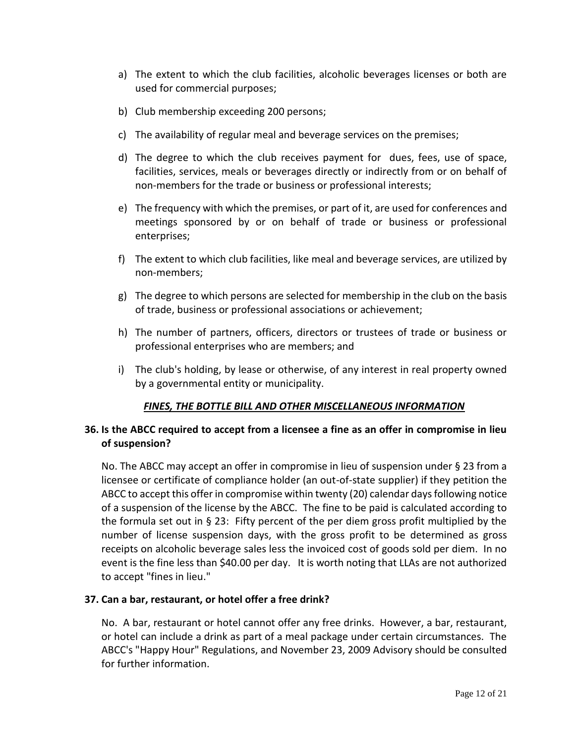a) The extent to which the club facilities, alcoholic beverages licenses or both are used for commercial purposes;

b) Club membership exceeding 200 persons;

c) The availability of regular meal and beverage services on the premises;

d) The degree to which the club receives payment for dues, fees, use of space, facilities, services, meals or beverages directly or indirectly from or on behalf of non-members for the trade or business or professional interests;

e) The frequency with which the premises, or part of it, are used for conferences and meetings sponsored by or on behalf of trade or business or professional enterprises;

f) The extent to which club facilities, like meal and beverage services, are utilized by non-members;

g) The degree to which persons are selected for membership in the club on the basis of trade, business or professional associations or achievement;

h) The number of partners, officers, directors or trustees of trade or business or professional enterprises who are members; and

i) The club's holding, by lease or otherwise, of any interest in real property owned by a governmental entity or municipality.

## ***FINES, THE BOTTLE BILL AND OTHER MISCELLANEOUS INFORMATION***

**36. Is the ABCC required to accept from a licensee a fine as an offer in compromise in lieu of suspension?**

No. The ABCC may accept an offer in compromise in lieu of suspension under § 23 from a licensee or certificate of compliance holder (an out-of-state supplier) if they petition the ABCC to accept this offer in compromise within twenty (20) calendar days following notice of a suspension of the license by the ABCC. The fine to be paid is calculated according to the formula set out in § 23: Fifty percent of the per diem gross profit multiplied by the number of license suspension days, with the gross profit to be determined as gross receipts on alcoholic beverage sales less the invoiced cost of goods sold per diem. In no event is the fine less than $40.00 per day. It is worth noting that LLAs are not authorized to accept "fines in lieu."

**37. Can a bar, restaurant, or hotel offer a free drink?**

No. A bar, restaurant or hotel cannot offer any free drinks. However, a bar, restaurant, or hotel can include a drink as part of a meal package under certain circumstances. The ABCC's "Happy Hour" Regulations, and November 23, 2009 Advisory should be consulted for further information.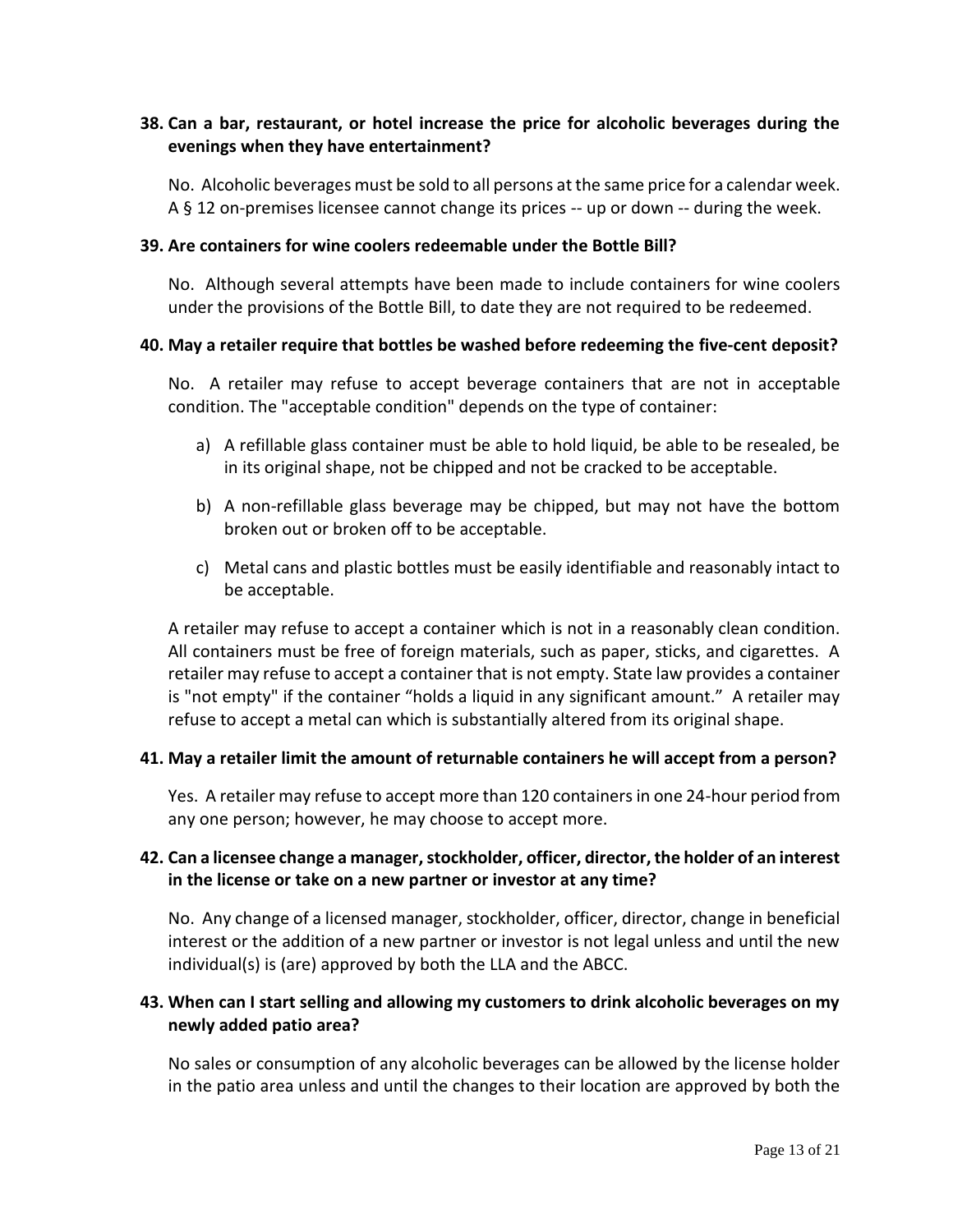**38. Can a bar, restaurant, or hotel increase the price for alcoholic beverages during the evenings when they have entertainment?**

No. Alcoholic beverages must be sold to all persons at the same price for a calendar week. A § 12 on-premises licensee cannot change its prices -- up or down -- during the week.

**39. Are containers for wine coolers redeemable under the Bottle Bill?**

No. Although several attempts have been made to include containers for wine coolers under the provisions of the Bottle Bill, to date they are not required to be redeemed.

**40. May a retailer require that bottles be washed before redeeming the five-cent deposit?**

No. A retailer may refuse to accept beverage containers that are not in acceptable condition. The "acceptable condition" depends on the type of container:

a) A refillable glass container must be able to hold liquid, be able to be resealed, be in its original shape, not be chipped and not be cracked to be acceptable.

b) A non-refillable glass beverage may be chipped, but may not have the bottom broken out or broken off to be acceptable.

c) Metal cans and plastic bottles must be easily identifiable and reasonably intact to be acceptable.

A retailer may refuse to accept a container which is not in a reasonably clean condition. All containers must be free of foreign materials, such as paper, sticks, and cigarettes. A retailer may refuse to accept a container that is not empty. State law provides a container is "not empty" if the container "holds a liquid in any significant amount." A retailer may refuse to accept a metal can which is substantially altered from its original shape.

**41. May a retailer limit the amount of returnable containers he will accept from a person?**

Yes. A retailer may refuse to accept more than 120 containers in one 24-hour period from any one person; however, he may choose to accept more.

**42. Can a licensee change a manager, stockholder, officer, director, the holder of an interest in the license or take on a new partner or investor at any time?**

No. Any change of a licensed manager, stockholder, officer, director, change in beneficial interest or the addition of a new partner or investor is not legal unless and until the new individual(s) is (are) approved by both the LLA and the ABCC.

**43. When can I start selling and allowing my customers to drink alcoholic beverages on my newly added patio area?**

No sales or consumption of any alcoholic beverages can be allowed by the license holder in the patio area unless and until the changes to their location are approved by both the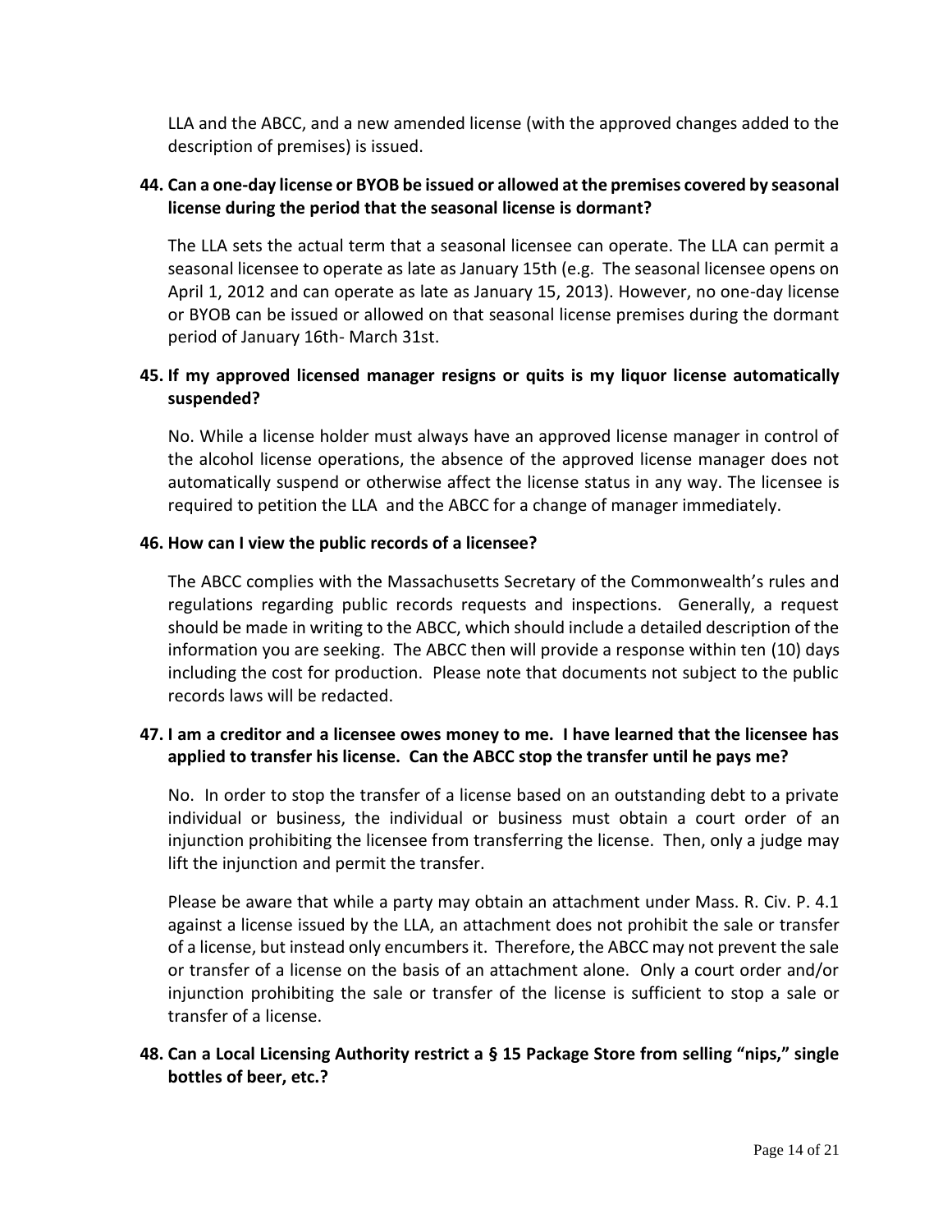LLA and the ABCC, and a new amended license (with the approved changes added to the description of premises) is issued.

**44. Can a one-day license or BYOB be issued or allowed at the premises covered by seasonal license during the period that the seasonal license is dormant?**

The LLA sets the actual term that a seasonal licensee can operate. The LLA can permit a seasonal licensee to operate as late as January 15th (e.g. The seasonal licensee opens on April 1, 2012 and can operate as late as January 15, 2013). However, no one-day license or BYOB can be issued or allowed on that seasonal license premises during the dormant period of January 16th- March 31st.

**45. If my approved licensed manager resigns or quits is my liquor license automatically suspended?**

No. While a license holder must always have an approved license manager in control of the alcohol license operations, the absence of the approved license manager does not automatically suspend or otherwise affect the license status in any way. The licensee is required to petition the LLA and the ABCC for a change of manager immediately.

**46. How can I view the public records of a licensee?**

The ABCC complies with the Massachusetts Secretary of the Commonwealth's rules and regulations regarding public records requests and inspections. Generally, a request should be made in writing to the ABCC, which should include a detailed description of the information you are seeking. The ABCC then will provide a response within ten (10) days including the cost for production. Please note that documents not subject to the public records laws will be redacted.

**47. I am a creditor and a licensee owes money to me. I have learned that the licensee has applied to transfer his license. Can the ABCC stop the transfer until he pays me?**

No. In order to stop the transfer of a license based on an outstanding debt to a private individual or business, the individual or business must obtain a court order of an injunction prohibiting the licensee from transferring the license. Then, only a judge may lift the injunction and permit the transfer.

Please be aware that while a party may obtain an attachment under Mass. R. Civ. P. 4.1 against a license issued by the LLA, an attachment does not prohibit the sale or transfer of a license, but instead only encumbers it. Therefore, the ABCC may not prevent the sale or transfer of a license on the basis of an attachment alone. Only a court order and/or injunction prohibiting the sale or transfer of the license is sufficient to stop a sale or transfer of a license.

**48. Can a Local Licensing Authority restrict a § 15 Package Store from selling "nips," single bottles of beer, etc.?**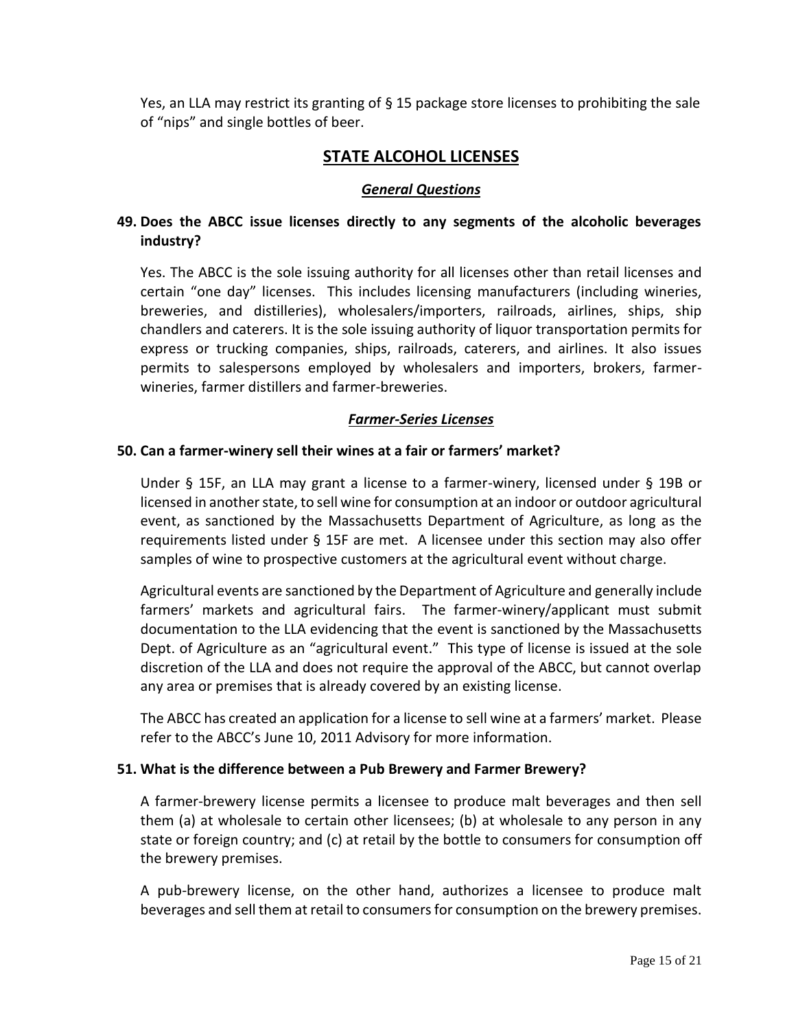Yes, an LLA may restrict its granting of § 15 package store licenses to prohibiting the sale of "nips" and single bottles of beer.

## STATE ALCOHOL LICENSES

### *General Questions*

**49. Does the ABCC issue licenses directly to any segments of the alcoholic beverages industry?**

Yes. The ABCC is the sole issuing authority for all licenses other than retail licenses and certain "one day" licenses. This includes licensing manufacturers (including wineries, breweries, and distilleries), wholesalers/importers, railroads, airlines, ships, ship chandlers and caterers. It is the sole issuing authority of liquor transportation permits for express or trucking companies, ships, railroads, caterers, and airlines. It also issues permits to salespersons employed by wholesalers and importers, brokers, farmer-wineries, farmer distillers and farmer-breweries.

### *Farmer-Series Licenses*

**50. Can a farmer-winery sell their wines at a fair or farmers' market?**

Under § 15F, an LLA may grant a license to a farmer-winery, licensed under § 19B or licensed in another state, to sell wine for consumption at an indoor or outdoor agricultural event, as sanctioned by the Massachusetts Department of Agriculture, as long as the requirements listed under § 15F are met. A licensee under this section may also offer samples of wine to prospective customers at the agricultural event without charge.

Agricultural events are sanctioned by the Department of Agriculture and generally include farmers' markets and agricultural fairs. The farmer-winery/applicant must submit documentation to the LLA evidencing that the event is sanctioned by the Massachusetts Dept. of Agriculture as an "agricultural event." This type of license is issued at the sole discretion of the LLA and does not require the approval of the ABCC, but cannot overlap any area or premises that is already covered by an existing license.

The ABCC has created an application for a license to sell wine at a farmers' market. Please refer to the ABCC's June 10, 2011 Advisory for more information.

**51. What is the difference between a Pub Brewery and Farmer Brewery?**

A farmer-brewery license permits a licensee to produce malt beverages and then sell them (a) at wholesale to certain other licensees; (b) at wholesale to any person in any state or foreign country; and (c) at retail by the bottle to consumers for consumption off the brewery premises.

A pub-brewery license, on the other hand, authorizes a licensee to produce malt beverages and sell them at retail to consumers for consumption on the brewery premises.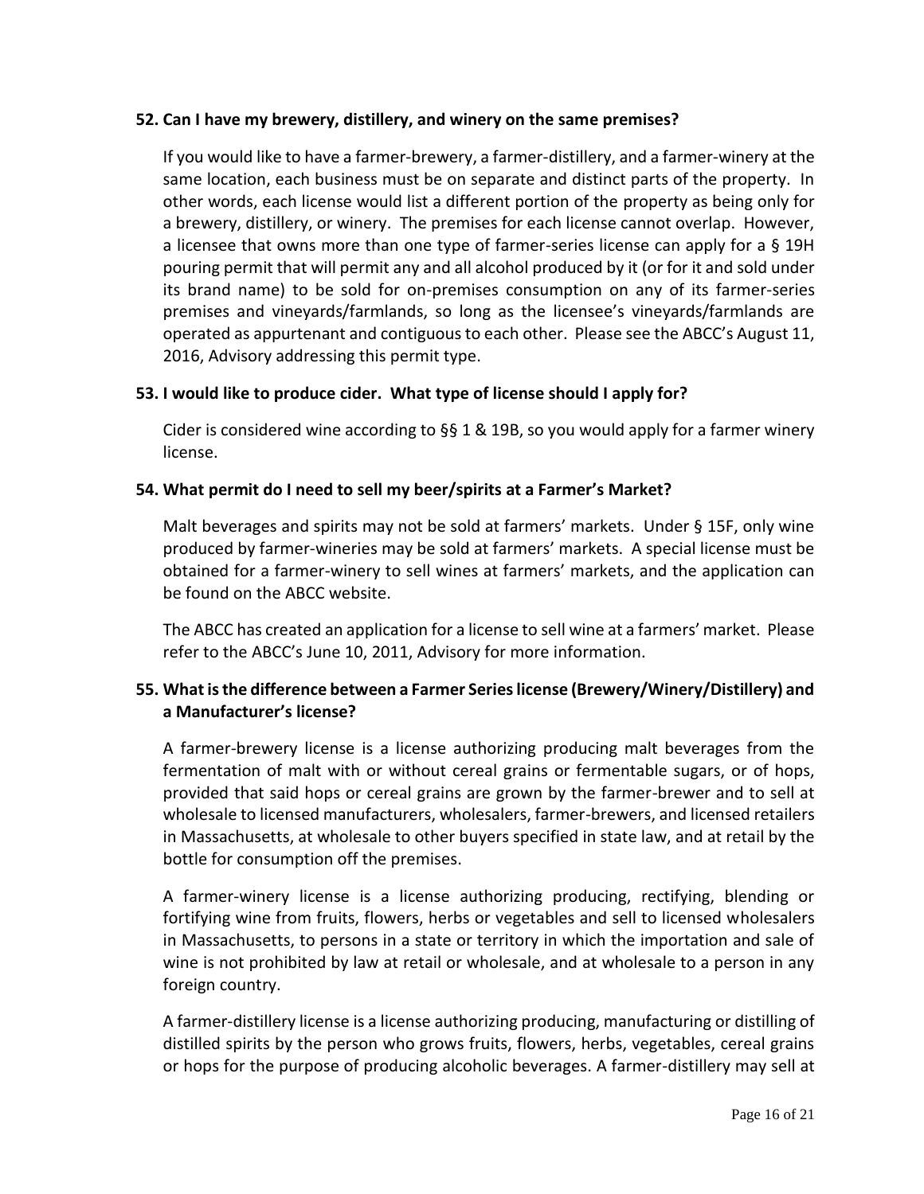**52. Can I have my brewery, distillery, and winery on the same premises?**

If you would like to have a farmer-brewery, a farmer-distillery, and a farmer-winery at the same location, each business must be on separate and distinct parts of the property. In other words, each license would list a different portion of the property as being only for a brewery, distillery, or winery. The premises for each license cannot overlap. However, a licensee that owns more than one type of farmer-series license can apply for a § 19H pouring permit that will permit any and all alcohol produced by it (or for it and sold under its brand name) to be sold for on-premises consumption on any of its farmer-series premises and vineyards/farmlands, so long as the licensee's vineyards/farmlands are operated as appurtenant and contiguous to each other. Please see the ABCC's August 11, 2016, Advisory addressing this permit type.

**53. I would like to produce cider. What type of license should I apply for?**

Cider is considered wine according to §§ 1 & 19B, so you would apply for a farmer winery license.

**54. What permit do I need to sell my beer/spirits at a Farmer's Market?**

Malt beverages and spirits may not be sold at farmers' markets. Under § 15F, only wine produced by farmer-wineries may be sold at farmers' markets. A special license must be obtained for a farmer-winery to sell wines at farmers' markets, and the application can be found on the ABCC website.

The ABCC has created an application for a license to sell wine at a farmers' market. Please refer to the ABCC's June 10, 2011, Advisory for more information.

**55. What is the difference between a Farmer Series license (Brewery/Winery/Distillery) and a Manufacturer's license?**

A farmer-brewery license is a license authorizing producing malt beverages from the fermentation of malt with or without cereal grains or fermentable sugars, or of hops, provided that said hops or cereal grains are grown by the farmer-brewer and to sell at wholesale to licensed manufacturers, wholesalers, farmer-brewers, and licensed retailers in Massachusetts, at wholesale to other buyers specified in state law, and at retail by the bottle for consumption off the premises.

A farmer-winery license is a license authorizing producing, rectifying, blending or fortifying wine from fruits, flowers, herbs or vegetables and sell to licensed wholesalers in Massachusetts, to persons in a state or territory in which the importation and sale of wine is not prohibited by law at retail or wholesale, and at wholesale to a person in any foreign country.

A farmer-distillery license is a license authorizing producing, manufacturing or distilling of distilled spirits by the person who grows fruits, flowers, herbs, vegetables, cereal grains or hops for the purpose of producing alcoholic beverages. A farmer-distillery may sell at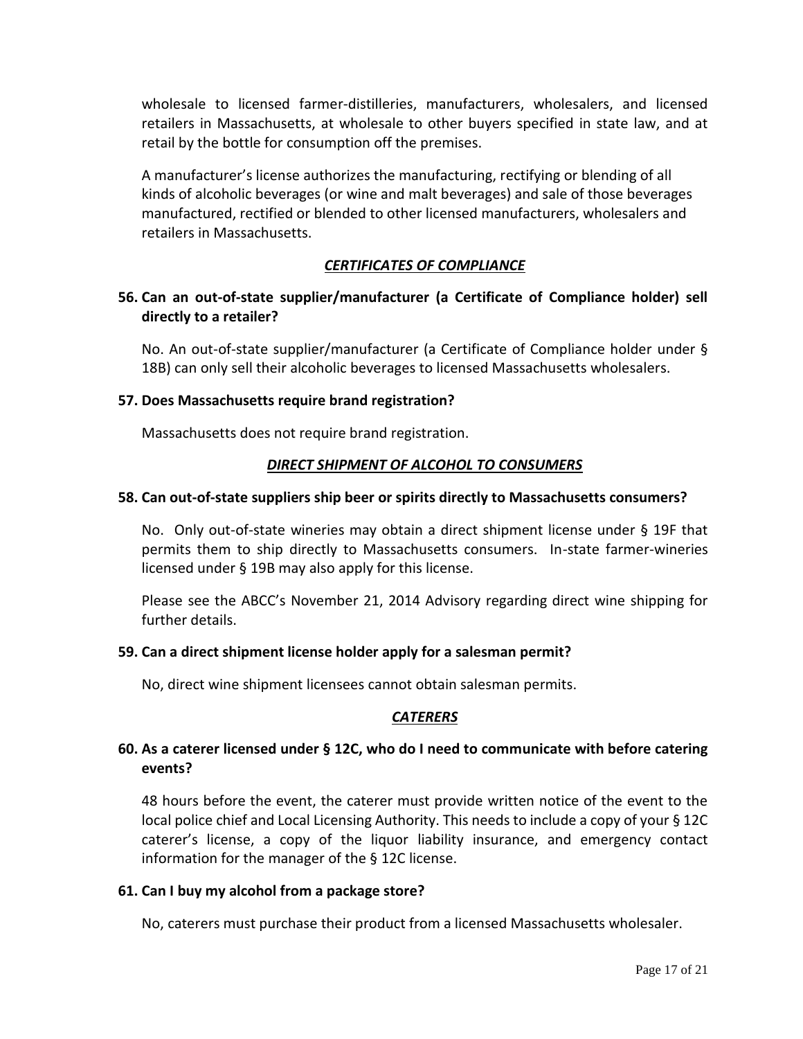wholesale to licensed farmer-distilleries, manufacturers, wholesalers, and licensed retailers in Massachusetts, at wholesale to other buyers specified in state law, and at retail by the bottle for consumption off the premises.

A manufacturer's license authorizes the manufacturing, rectifying or blending of all kinds of alcoholic beverages (or wine and malt beverages) and sale of those beverages manufactured, rectified or blended to other licensed manufacturers, wholesalers and retailers in Massachusetts.

## ***CERTIFICATES OF COMPLIANCE***

**56. Can an out-of-state supplier/manufacturer (a Certificate of Compliance holder) sell directly to a retailer?**

No. An out-of-state supplier/manufacturer (a Certificate of Compliance holder under § 18B) can only sell their alcoholic beverages to licensed Massachusetts wholesalers.

**57. Does Massachusetts require brand registration?**

Massachusetts does not require brand registration.

## ***DIRECT SHIPMENT OF ALCOHOL TO CONSUMERS***

**58. Can out-of-state suppliers ship beer or spirits directly to Massachusetts consumers?**

No. Only out-of-state wineries may obtain a direct shipment license under § 19F that permits them to ship directly to Massachusetts consumers. In-state farmer-wineries licensed under § 19B may also apply for this license.

Please see the ABCC's November 21, 2014 Advisory regarding direct wine shipping for further details.

**59. Can a direct shipment license holder apply for a salesman permit?**

No, direct wine shipment licensees cannot obtain salesman permits.

## ***CATERERS***

**60. As a caterer licensed under § 12C, who do I need to communicate with before catering events?**

48 hours before the event, the caterer must provide written notice of the event to the local police chief and Local Licensing Authority. This needs to include a copy of your § 12C caterer's license, a copy of the liquor liability insurance, and emergency contact information for the manager of the § 12C license.

**61. Can I buy my alcohol from a package store?**

No, caterers must purchase their product from a licensed Massachusetts wholesaler.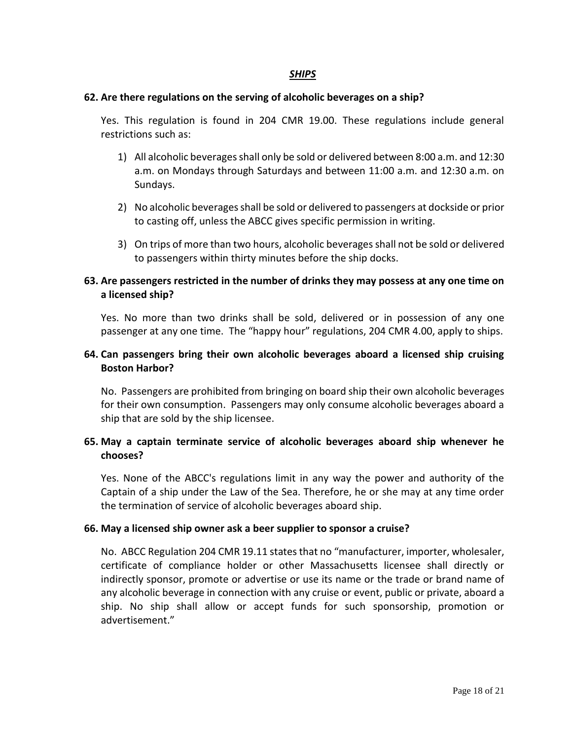## ***SHIPS***

**62. Are there regulations on the serving of alcoholic beverages on a ship?**

Yes. This regulation is found in 204 CMR 19.00. These regulations include general restrictions such as:

1) All alcoholic beverages shall only be sold or delivered between 8:00 a.m. and 12:30 a.m. on Mondays through Saturdays and between 11:00 a.m. and 12:30 a.m. on Sundays.
2) No alcoholic beverages shall be sold or delivered to passengers at dockside or prior to casting off, unless the ABCC gives specific permission in writing.
3) On trips of more than two hours, alcoholic beverages shall not be sold or delivered to passengers within thirty minutes before the ship docks.

**63. Are passengers restricted in the number of drinks they may possess at any one time on a licensed ship?**

Yes. No more than two drinks shall be sold, delivered or in possession of any one passenger at any one time. The "happy hour" regulations, 204 CMR 4.00, apply to ships.

**64. Can passengers bring their own alcoholic beverages aboard a licensed ship cruising Boston Harbor?**

No. Passengers are prohibited from bringing on board ship their own alcoholic beverages for their own consumption. Passengers may only consume alcoholic beverages aboard a ship that are sold by the ship licensee.

**65. May a captain terminate service of alcoholic beverages aboard ship whenever he chooses?**

Yes. None of the ABCC's regulations limit in any way the power and authority of the Captain of a ship under the Law of the Sea. Therefore, he or she may at any time order the termination of service of alcoholic beverages aboard ship.

**66. May a licensed ship owner ask a beer supplier to sponsor a cruise?**

No. ABCC Regulation 204 CMR 19.11 states that no "manufacturer, importer, wholesaler, certificate of compliance holder or other Massachusetts licensee shall directly or indirectly sponsor, promote or advertise or use its name or the trade or brand name of any alcoholic beverage in connection with any cruise or event, public or private, aboard a ship. No ship shall allow or accept funds for such sponsorship, promotion or advertisement."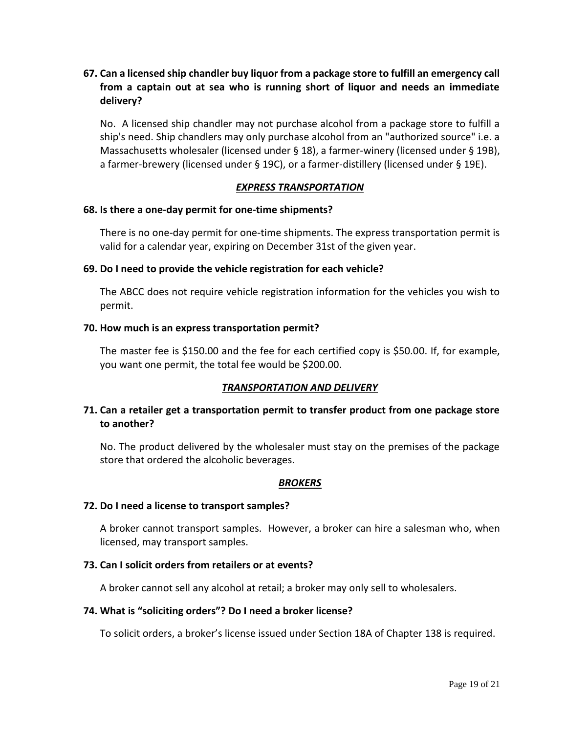**67. Can a licensed ship chandler buy liquor from a package store to fulfill an emergency call from a captain out at sea who is running short of liquor and needs an immediate delivery?**

No. A licensed ship chandler may not purchase alcohol from a package store to fulfill a ship's need. Ship chandlers may only purchase alcohol from an "authorized source" i.e. a Massachusetts wholesaler (licensed under § 18), a farmer-winery (licensed under § 19B), a farmer-brewery (licensed under § 19C), or a farmer-distillery (licensed under § 19E).

### ***EXPRESS TRANSPORTATION***

**68. Is there a one-day permit for one-time shipments?**

There is no one-day permit for one-time shipments. The express transportation permit is valid for a calendar year, expiring on December 31st of the given year.

**69. Do I need to provide the vehicle registration for each vehicle?**

The ABCC does not require vehicle registration information for the vehicles you wish to permit.

**70. How much is an express transportation permit?**

The master fee is $150.00 and the fee for each certified copy is $50.00. If, for example, you want one permit, the total fee would be $200.00.

### ***TRANSPORTATION AND DELIVERY***

**71. Can a retailer get a transportation permit to transfer product from one package store to another?**

No. The product delivered by the wholesaler must stay on the premises of the package store that ordered the alcoholic beverages.

### ***BROKERS***

**72. Do I need a license to transport samples?**

A broker cannot transport samples. However, a broker can hire a salesman who, when licensed, may transport samples.

**73. Can I solicit orders from retailers or at events?**

A broker cannot sell any alcohol at retail; a broker may only sell to wholesalers.

**74. What is "soliciting orders"? Do I need a broker license?**

To solicit orders, a broker's license issued under Section 18A of Chapter 138 is required.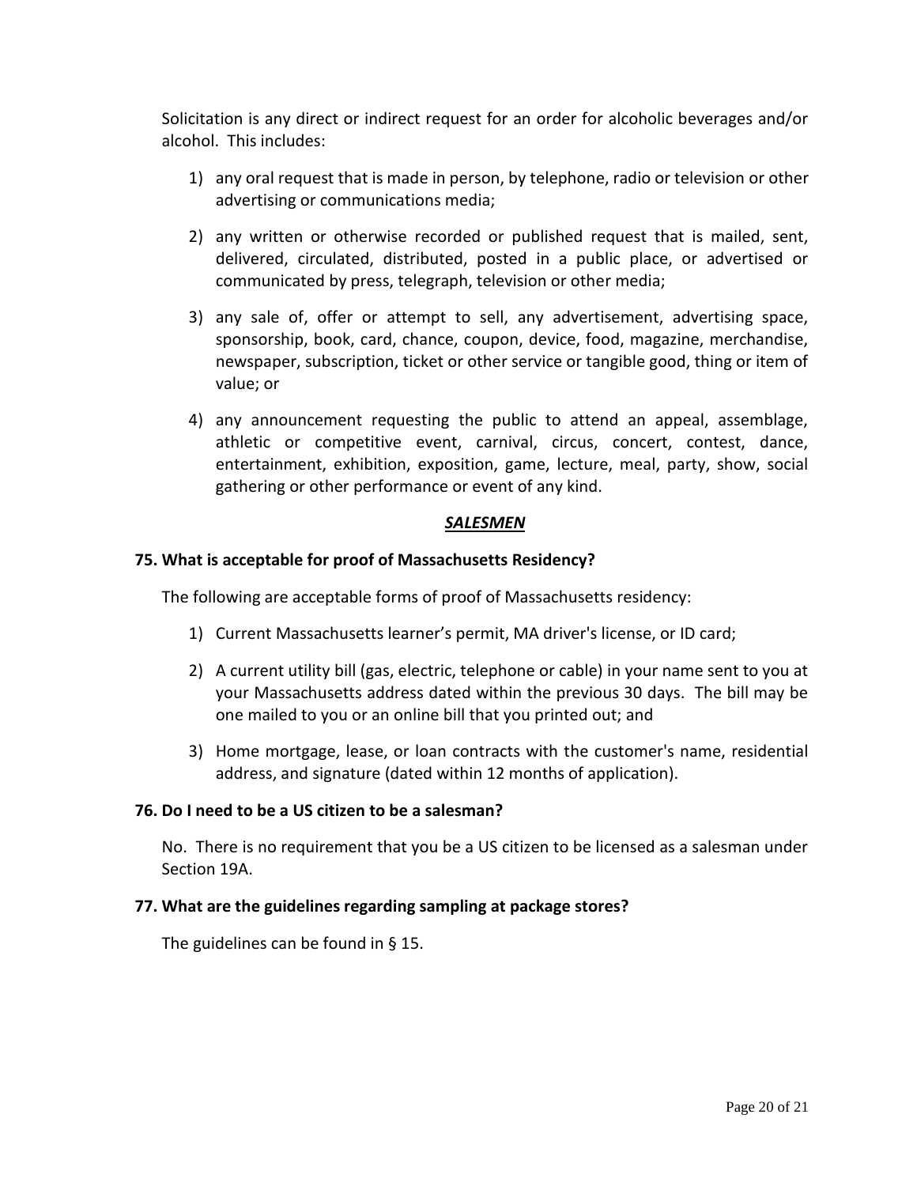Solicitation is any direct or indirect request for an order for alcoholic beverages and/or alcohol. This includes:

1) any oral request that is made in person, by telephone, radio or television or other advertising or communications media;

2) any written or otherwise recorded or published request that is mailed, sent, delivered, circulated, distributed, posted in a public place, or advertised or communicated by press, telegraph, television or other media;

3) any sale of, offer or attempt to sell, any advertisement, advertising space, sponsorship, book, card, chance, coupon, device, food, magazine, merchandise, newspaper, subscription, ticket or other service or tangible good, thing or item of value; or

4) any announcement requesting the public to attend an appeal, assemblage, athletic or competitive event, carnival, circus, concert, contest, dance, entertainment, exhibition, exposition, game, lecture, meal, party, show, social gathering or other performance or event of any kind.

## ***SALESMEN***

**75. What is acceptable for proof of Massachusetts Residency?**

The following are acceptable forms of proof of Massachusetts residency:

1) Current Massachusetts learner's permit, MA driver's license, or ID card;

2) A current utility bill (gas, electric, telephone or cable) in your name sent to you at your Massachusetts address dated within the previous 30 days. The bill may be one mailed to you or an online bill that you printed out; and

3) Home mortgage, lease, or loan contracts with the customer's name, residential address, and signature (dated within 12 months of application).

**76. Do I need to be a US citizen to be a salesman?**

No. There is no requirement that you be a US citizen to be licensed as a salesman under Section 19A.

**77. What are the guidelines regarding sampling at package stores?**

The guidelines can be found in § 15.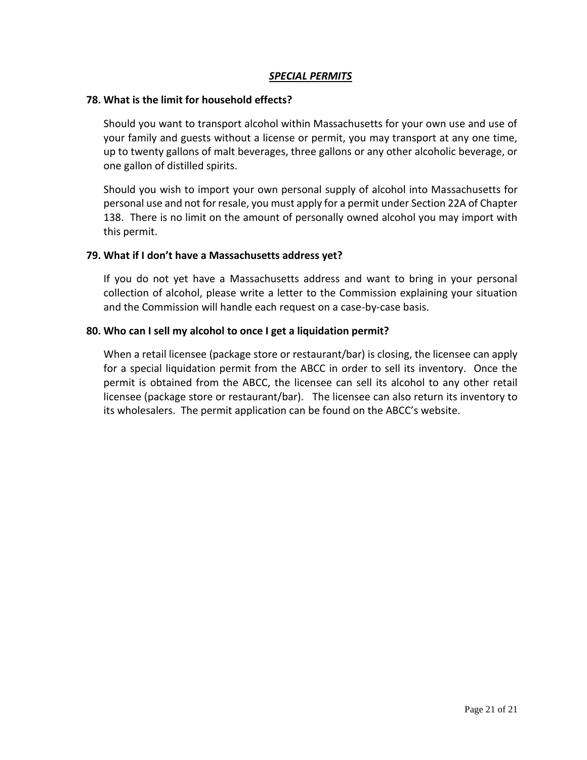## ***SPECIAL PERMITS***

### 78. What is the limit for household effects?

Should you want to transport alcohol within Massachusetts for your own use and use of your family and guests without a license or permit, you may transport at any one time, up to twenty gallons of malt beverages, three gallons or any other alcoholic beverage, or one gallon of distilled spirits.

Should you wish to import your own personal supply of alcohol into Massachusetts for personal use and not for resale, you must apply for a permit under Section 22A of Chapter 138. There is no limit on the amount of personally owned alcohol you may import with this permit.

### 79. What if I don't have a Massachusetts address yet?

If you do not yet have a Massachusetts address and want to bring in your personal collection of alcohol, please write a letter to the Commission explaining your situation and the Commission will handle each request on a case-by-case basis.

### 80. Who can I sell my alcohol to once I get a liquidation permit?

When a retail licensee (package store or restaurant/bar) is closing, the licensee can apply for a special liquidation permit from the ABCC in order to sell its inventory. Once the permit is obtained from the ABCC, the licensee can sell its alcohol to any other retail licensee (package store or restaurant/bar). The licensee can also return its inventory to its wholesalers. The permit application can be found on the ABCC's website.